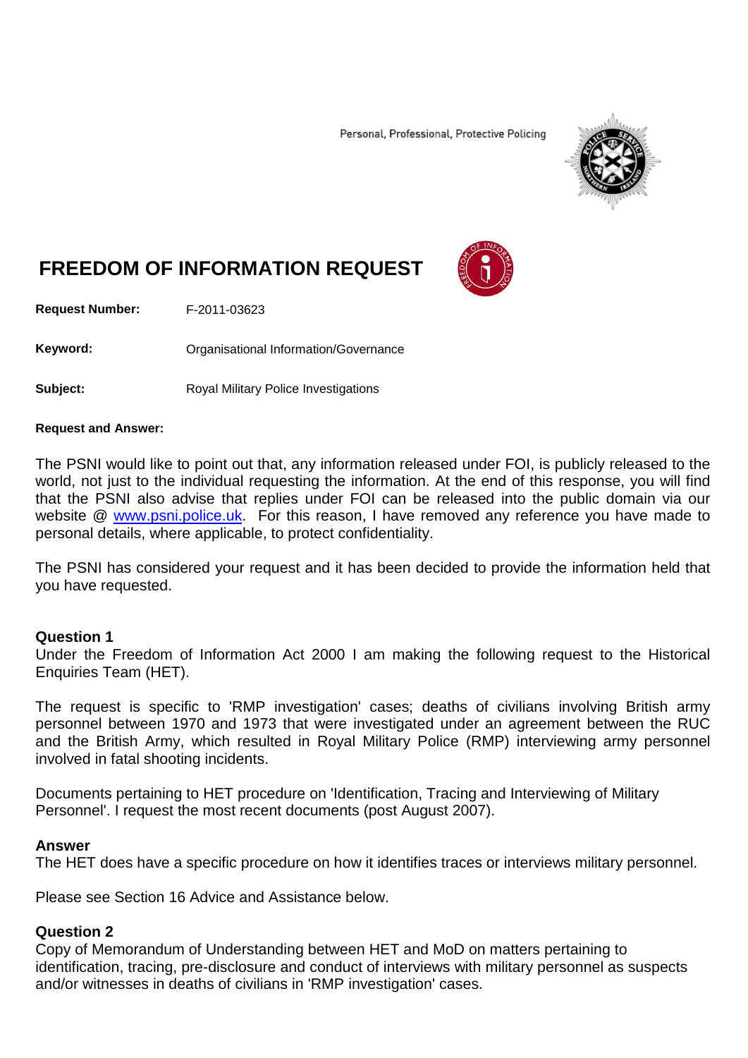Personal, Professional, Protective Policing

# FREEDOM OF INFORMATION REQUEST

**Request Number:** F-2011-03623

**Keyword:** Organisational Information/Governance

**Subject:** Royal Military Police Investigations

**Request and Answer:**

The PSNI would like to point out that, any information released under FOI, is publicly released to the world, not just to the individual requesting the information. At the end of this response, you will find that the PSNI also advise that replies under FOI can be released into the public domain via our website @ www.psni.police.uk. For this reason, I have removed any reference you have made to personal details, where applicable, to protect confidentiality.

The PSNI has considered your request and it has been decided to provide the information held that you have requested.

### Question 1

Under the Freedom of Information Act 2000 I am making the following request to the Historical Enquiries Team (HET).

The request is specific to 'RMP investigation' cases; deaths of civilians involving British army personnel between 1970 and 1973 that were investigated under an agreement between the RUC and the British Army, which resulted in Royal Military Police (RMP) interviewing army personnel involved in fatal shooting incidents.

Documents pertaining to HET procedure on 'Identification, Tracing and Interviewing of Military Personnel'. I request the most recent documents (post August 2007).

### Answer

The HET does have a specific procedure on how it identifies traces or interviews military personnel.

Please see Section 16 Advice and Assistance below.

### Question 2

Copy of Memorandum of Understanding between HET and MoD on matters pertaining to identification, tracing, pre-disclosure and conduct of interviews with military personnel as suspects and/or witnesses in deaths of civilians in 'RMP investigation' cases.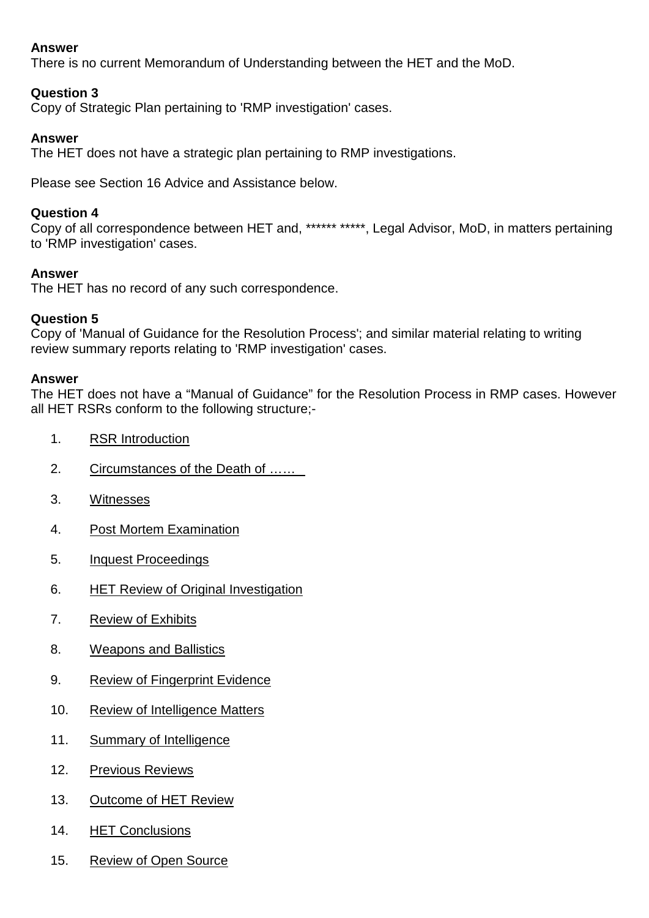**Answer**
There is no current Memorandum of Understanding between the HET and the MoD.

**Question 3**
Copy of Strategic Plan pertaining to 'RMP investigation' cases.

**Answer**
The HET does not have a strategic plan pertaining to RMP investigations.

Please see Section 16 Advice and Assistance below.

**Question 4**
Copy of all correspondence between HET and, ****** *****, Legal Advisor, MoD, in matters pertaining to 'RMP investigation' cases.

**Answer**
The HET has no record of any such correspondence.

**Question 5**
Copy of 'Manual of Guidance for the Resolution Process'; and similar material relating to writing review summary reports relating to 'RMP investigation' cases.

**Answer**
The HET does not have a "Manual of Guidance" for the Resolution Process in RMP cases. However all HET RSRs conform to the following structure;-

1. <u>RSR Introduction</u>
2. <u>Circumstances of the Death of ……</u>
3. <u>Witnesses</u>
4. <u>Post Mortem Examination</u>
5. <u>Inquest Proceedings</u>
6. <u>HET Review of Original Investigation</u>
7. <u>Review of Exhibits</u>
8. <u>Weapons and Ballistics</u>
9. <u>Review of Fingerprint Evidence</u>
10. <u>Review of Intelligence Matters</u>
11. <u>Summary of Intelligence</u>
12. <u>Previous Reviews</u>
13. <u>Outcome of HET Review</u>
14. <u>HET Conclusions</u>
15. <u>Review of Open Source</u>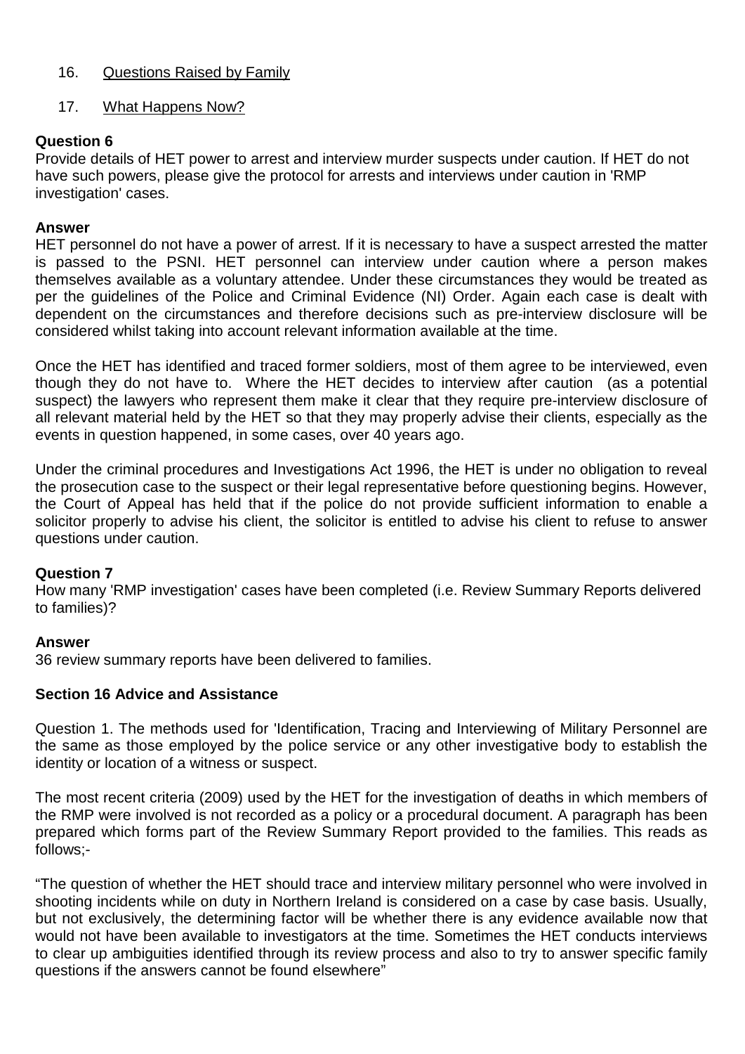16. Questions Raised by Family

17. What Happens Now?

**Question 6**

Provide details of HET power to arrest and interview murder suspects under caution. If HET do not have such powers, please give the protocol for arrests and interviews under caution in 'RMP investigation' cases.

**Answer**

HET personnel do not have a power of arrest. If it is necessary to have a suspect arrested the matter is passed to the PSNI. HET personnel can interview under caution where a person makes themselves available as a voluntary attendee. Under these circumstances they would be treated as per the guidelines of the Police and Criminal Evidence (NI) Order. Again each case is dealt with dependent on the circumstances and therefore decisions such as pre-interview disclosure will be considered whilst taking into account relevant information available at the time.

Once the HET has identified and traced former soldiers, most of them agree to be interviewed, even though they do not have to. Where the HET decides to interview after caution (as a potential suspect) the lawyers who represent them make it clear that they require pre-interview disclosure of all relevant material held by the HET so that they may properly advise their clients, especially as the events in question happened, in some cases, over 40 years ago.

Under the criminal procedures and Investigations Act 1996, the HET is under no obligation to reveal the prosecution case to the suspect or their legal representative before questioning begins. However, the Court of Appeal has held that if the police do not provide sufficient information to enable a solicitor properly to advise his client, the solicitor is entitled to advise his client to refuse to answer questions under caution.

**Question 7**

How many 'RMP investigation' cases have been completed (i.e. Review Summary Reports delivered to families)?

**Answer**

36 review summary reports have been delivered to families.

**Section 16 Advice and Assistance**

Question 1. The methods used for 'Identification, Tracing and Interviewing of Military Personnel are the same as those employed by the police service or any other investigative body to establish the identity or location of a witness or suspect.

The most recent criteria (2009) used by the HET for the investigation of deaths in which members of the RMP were involved is not recorded as a policy or a procedural document. A paragraph has been prepared which forms part of the Review Summary Report provided to the families. This reads as follows;-

"The question of whether the HET should trace and interview military personnel who were involved in shooting incidents while on duty in Northern Ireland is considered on a case by case basis. Usually, but not exclusively, the determining factor will be whether there is any evidence available now that would not have been available to investigators at the time. Sometimes the HET conducts interviews to clear up ambiguities identified through its review process and also to try to answer specific family questions if the answers cannot be found elsewhere"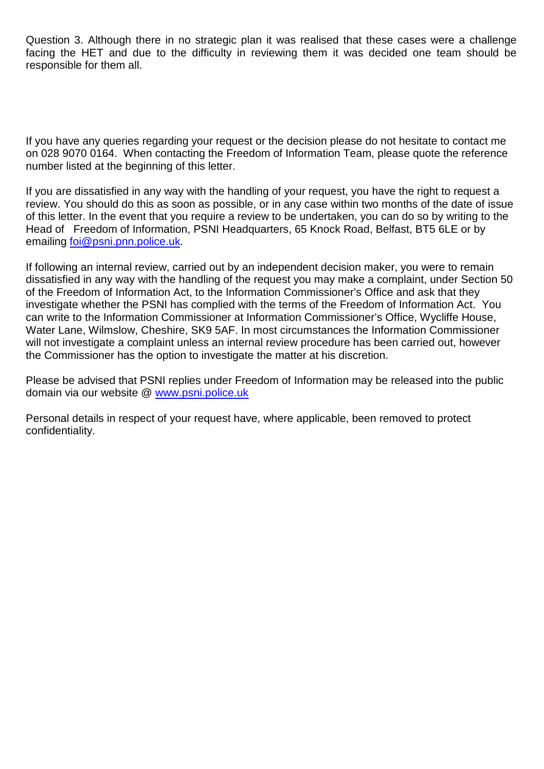Question 3. Although there in no strategic plan it was realised that these cases were a challenge facing the HET and due to the difficulty in reviewing them it was decided one team should be responsible for them all.

If you have any queries regarding your request or the decision please do not hesitate to contact me on 028 9070 0164. When contacting the Freedom of Information Team, please quote the reference number listed at the beginning of this letter.

If you are dissatisfied in any way with the handling of your request, you have the right to request a review. You should do this as soon as possible, or in any case within two months of the date of issue of this letter. In the event that you require a review to be undertaken, you can do so by writing to the Head of Freedom of Information, PSNI Headquarters, 65 Knock Road, Belfast, BT5 6LE or by emailing foi@psni.pnn.police.uk.

If following an internal review, carried out by an independent decision maker, you were to remain dissatisfied in any way with the handling of the request you may make a complaint, under Section 50 of the Freedom of Information Act, to the Information Commissioner's Office and ask that they investigate whether the PSNI has complied with the terms of the Freedom of Information Act. You can write to the Information Commissioner at Information Commissioner's Office, Wycliffe House, Water Lane, Wilmslow, Cheshire, SK9 5AF. In most circumstances the Information Commissioner will not investigate a complaint unless an internal review procedure has been carried out, however the Commissioner has the option to investigate the matter at his discretion.

Please be advised that PSNI replies under Freedom of Information may be released into the public domain via our website @ www.psni.police.uk

Personal details in respect of your request have, where applicable, been removed to protect confidentiality.